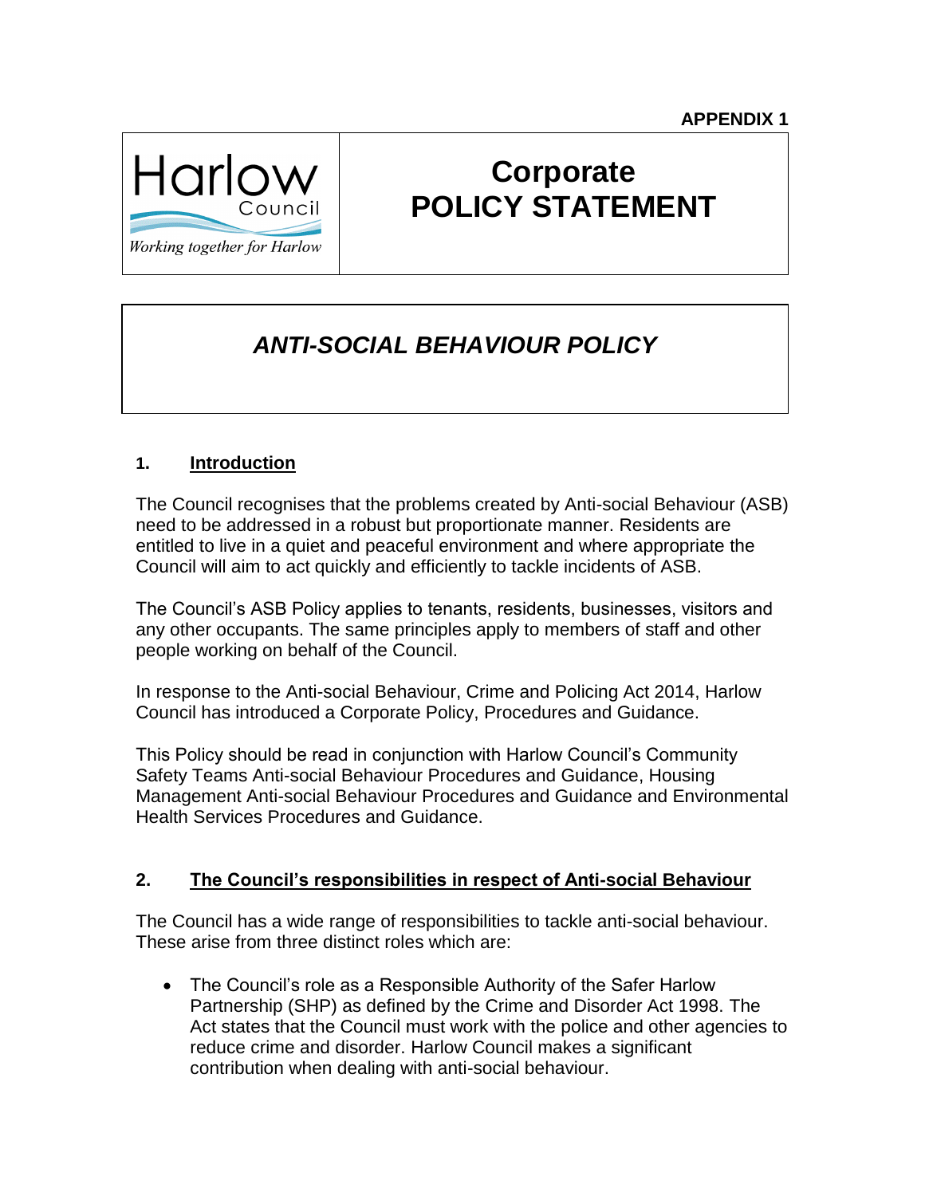**APPENDIX 1**

Harlow Council

*Working together for Harlow*

# Corporate POLICY STATEMENT

## *ANTI-SOCIAL BEHAVIOUR POLICY*

### 1. Introduction

The Council recognises that the problems created by Anti-social Behaviour (ASB) need to be addressed in a robust but proportionate manner. Residents are entitled to live in a quiet and peaceful environment and where appropriate the Council will aim to act quickly and efficiently to tackle incidents of ASB.

The Council's ASB Policy applies to tenants, residents, businesses, visitors and any other occupants. The same principles apply to members of staff and other people working on behalf of the Council.

In response to the Anti-social Behaviour, Crime and Policing Act 2014, Harlow Council has introduced a Corporate Policy, Procedures and Guidance.

This Policy should be read in conjunction with Harlow Council's Community Safety Teams Anti-social Behaviour Procedures and Guidance, Housing Management Anti-social Behaviour Procedures and Guidance and Environmental Health Services Procedures and Guidance.

### 2. The Council's responsibilities in respect of Anti-social Behaviour

The Council has a wide range of responsibilities to tackle anti-social behaviour. These arise from three distinct roles which are:

- The Council's role as a Responsible Authority of the Safer Harlow Partnership (SHP) as defined by the Crime and Disorder Act 1998. The Act states that the Council must work with the police and other agencies to reduce crime and disorder. Harlow Council makes a significant contribution when dealing with anti-social behaviour.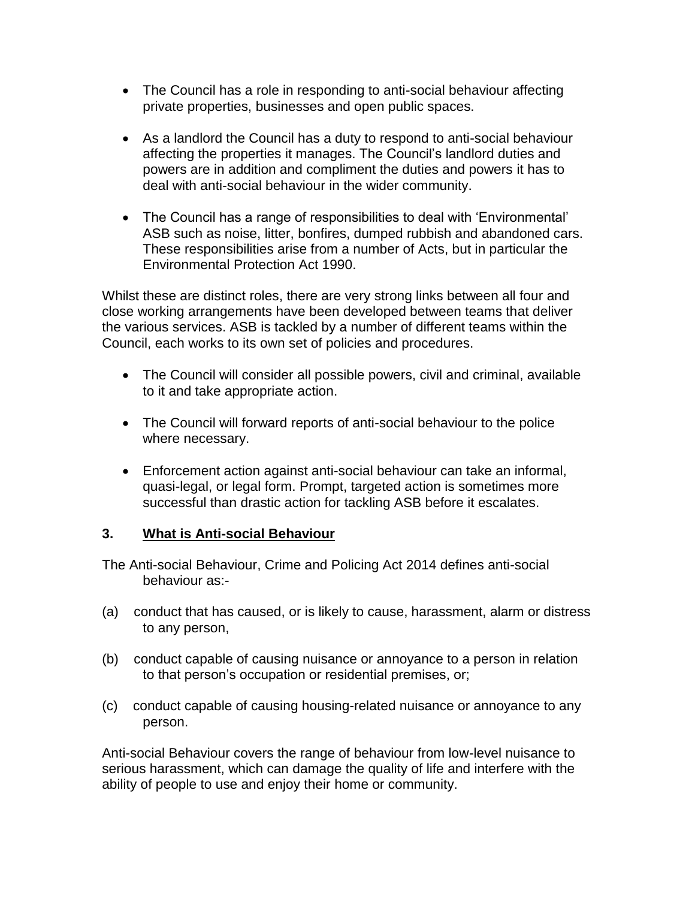- The Council has a role in responding to anti-social behaviour affecting private properties, businesses and open public spaces.
- As a landlord the Council has a duty to respond to anti-social behaviour affecting the properties it manages. The Council's landlord duties and powers are in addition and compliment the duties and powers it has to deal with anti-social behaviour in the wider community.
- The Council has a range of responsibilities to deal with 'Environmental' ASB such as noise, litter, bonfires, dumped rubbish and abandoned cars. These responsibilities arise from a number of Acts, but in particular the Environmental Protection Act 1990.

Whilst these are distinct roles, there are very strong links between all four and close working arrangements have been developed between teams that deliver the various services. ASB is tackled by a number of different teams within the Council, each works to its own set of policies and procedures.

- The Council will consider all possible powers, civil and criminal, available to it and take appropriate action.
- The Council will forward reports of anti-social behaviour to the police where necessary.
- Enforcement action against anti-social behaviour can take an informal, quasi-legal, or legal form. Prompt, targeted action is sometimes more successful than drastic action for tackling ASB before it escalates.

## 3. <u>What is Anti-social Behaviour</u>

The Anti-social Behaviour, Crime and Policing Act 2014 defines anti-social behaviour as:-

(a) conduct that has caused, or is likely to cause, harassment, alarm or distress to any person,

(b) conduct capable of causing nuisance or annoyance to a person in relation to that person's occupation or residential premises, or;

(c) conduct capable of causing housing-related nuisance or annoyance to any person.

Anti-social Behaviour covers the range of behaviour from low-level nuisance to serious harassment, which can damage the quality of life and interfere with the ability of people to use and enjoy their home or community.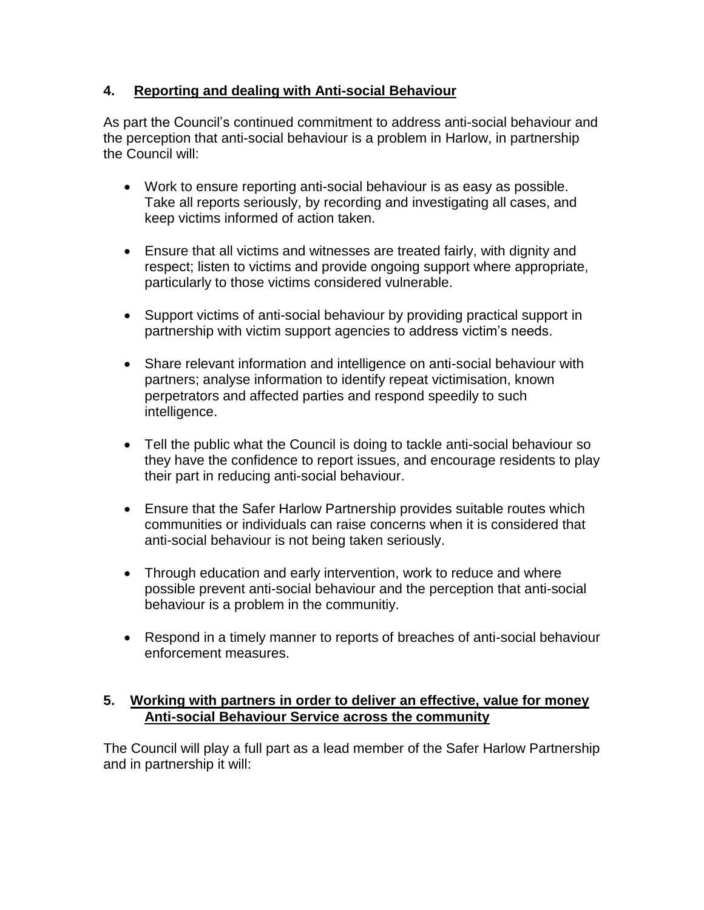## 4. Reporting and dealing with Anti-social Behaviour

As part the Council's continued commitment to address anti-social behaviour and the perception that anti-social behaviour is a problem in Harlow, in partnership the Council will:

- Work to ensure reporting anti-social behaviour is as easy as possible. Take all reports seriously, by recording and investigating all cases, and keep victims informed of action taken.
- Ensure that all victims and witnesses are treated fairly, with dignity and respect; listen to victims and provide ongoing support where appropriate, particularly to those victims considered vulnerable.
- Support victims of anti-social behaviour by providing practical support in partnership with victim support agencies to address victim's needs.
- Share relevant information and intelligence on anti-social behaviour with partners; analyse information to identify repeat victimisation, known perpetrators and affected parties and respond speedily to such intelligence.
- Tell the public what the Council is doing to tackle anti-social behaviour so they have the confidence to report issues, and encourage residents to play their part in reducing anti-social behaviour.
- Ensure that the Safer Harlow Partnership provides suitable routes which communities or individuals can raise concerns when it is considered that anti-social behaviour is not being taken seriously.
- Through education and early intervention, work to reduce and where possible prevent anti-social behaviour and the perception that anti-social behaviour is a problem in the communitiy.
- Respond in a timely manner to reports of breaches of anti-social behaviour enforcement measures.

## 5. Working with partners in order to deliver an effective, value for money Anti-social Behaviour Service across the community

The Council will play a full part as a lead member of the Safer Harlow Partnership and in partnership it will: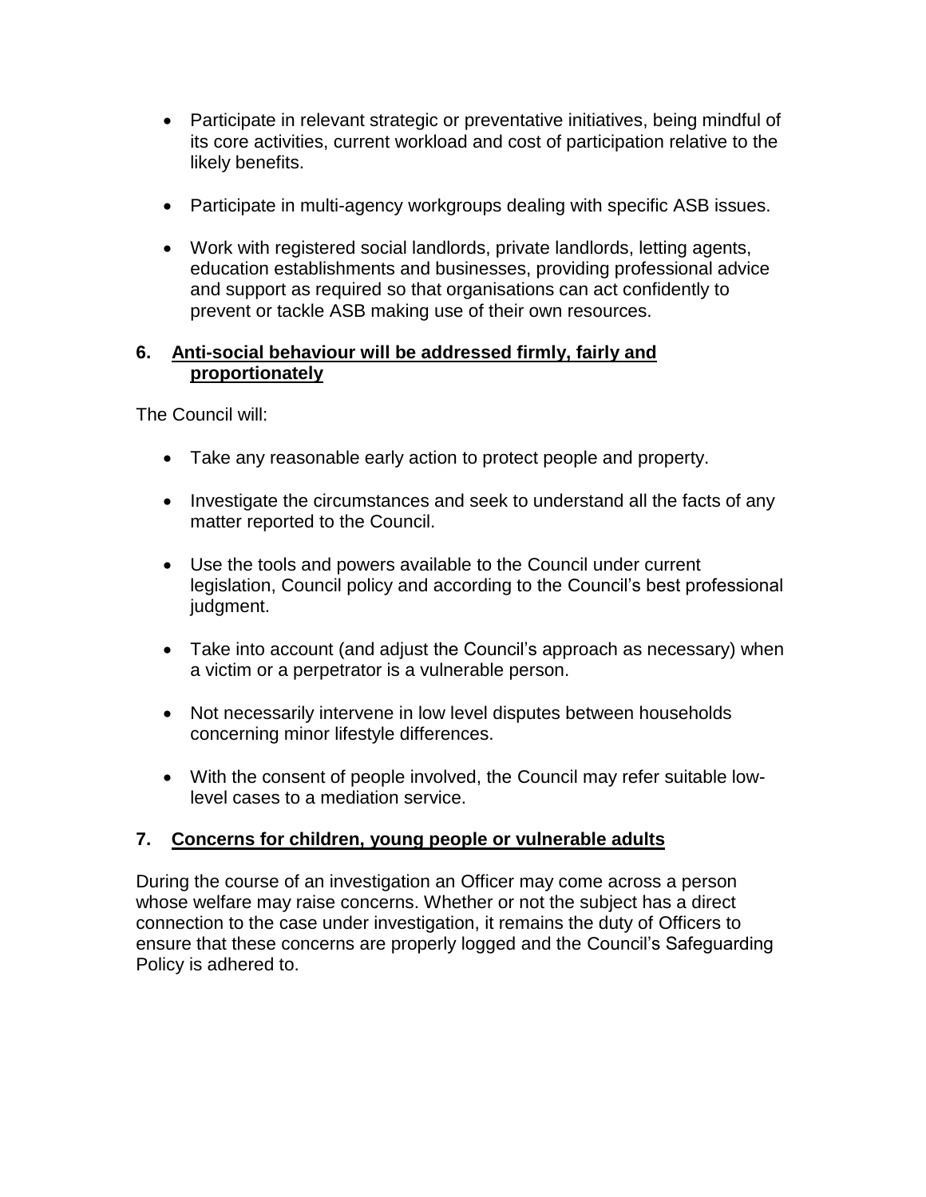- Participate in relevant strategic or preventative initiatives, being mindful of its core activities, current workload and cost of participation relative to the likely benefits.

- Participate in multi-agency workgroups dealing with specific ASB issues.

- Work with registered social landlords, private landlords, letting agents, education establishments and businesses, providing professional advice and support as required so that organisations can act confidently to prevent or tackle ASB making use of their own resources.

## 6. Anti-social behaviour will be addressed firmly, fairly and proportionately

The Council will:

- Take any reasonable early action to protect people and property.

- Investigate the circumstances and seek to understand all the facts of any matter reported to the Council.

- Use the tools and powers available to the Council under current legislation, Council policy and according to the Council's best professional judgment.

- Take into account (and adjust the Council's approach as necessary) when a victim or a perpetrator is a vulnerable person.

- Not necessarily intervene in low level disputes between households concerning minor lifestyle differences.

- With the consent of people involved, the Council may refer suitable low-level cases to a mediation service.

## 7. Concerns for children, young people or vulnerable adults

During the course of an investigation an Officer may come across a person whose welfare may raise concerns. Whether or not the subject has a direct connection to the case under investigation, it remains the duty of Officers to ensure that these concerns are properly logged and the Council's Safeguarding Policy is adhered to.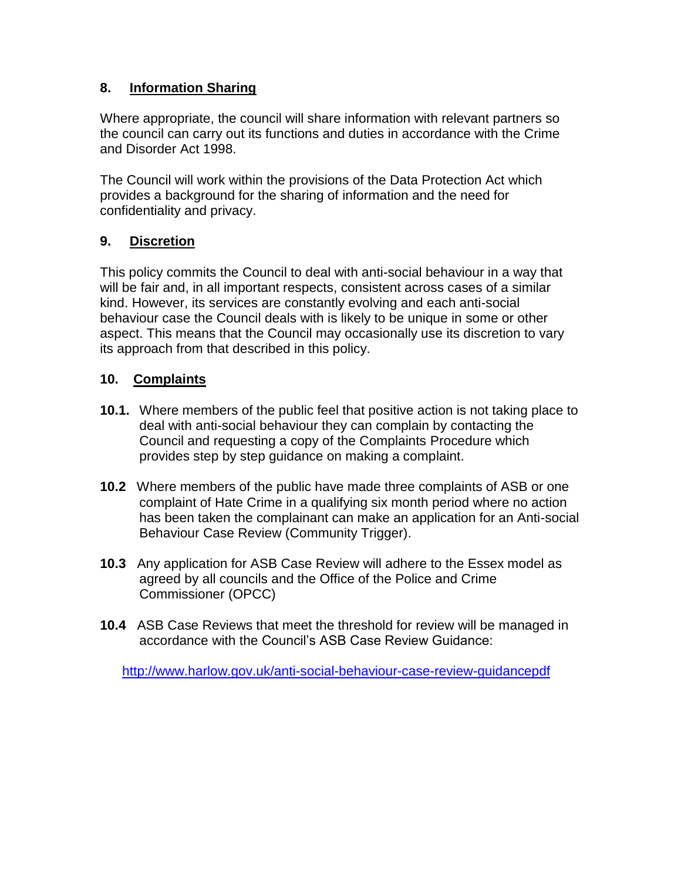## 8. Information Sharing

Where appropriate, the council will share information with relevant partners so the council can carry out its functions and duties in accordance with the Crime and Disorder Act 1998.

The Council will work within the provisions of the Data Protection Act which provides a background for the sharing of information and the need for confidentiality and privacy.

## 9. Discretion

This policy commits the Council to deal with anti-social behaviour in a way that will be fair and, in all important respects, consistent across cases of a similar kind. However, its services are constantly evolving and each anti-social behaviour case the Council deals with is likely to be unique in some or other aspect. This means that the Council may occasionally use its discretion to vary its approach from that described in this policy.

## 10. Complaints

**10.1.** Where members of the public feel that positive action is not taking place to deal with anti-social behaviour they can complain by contacting the Council and requesting a copy of the Complaints Procedure which provides step by step guidance on making a complaint.

**10.2** Where members of the public have made three complaints of ASB or one complaint of Hate Crime in a qualifying six month period where no action has been taken the complainant can make an application for an Anti-social Behaviour Case Review (Community Trigger).

**10.3** Any application for ASB Case Review will adhere to the Essex model as agreed by all councils and the Office of the Police and Crime Commissioner (OPCC)

**10.4** ASB Case Reviews that meet the threshold for review will be managed in accordance with the Council's ASB Case Review Guidance:

http://www.harlow.gov.uk/anti-social-behaviour-case-review-guidancepdf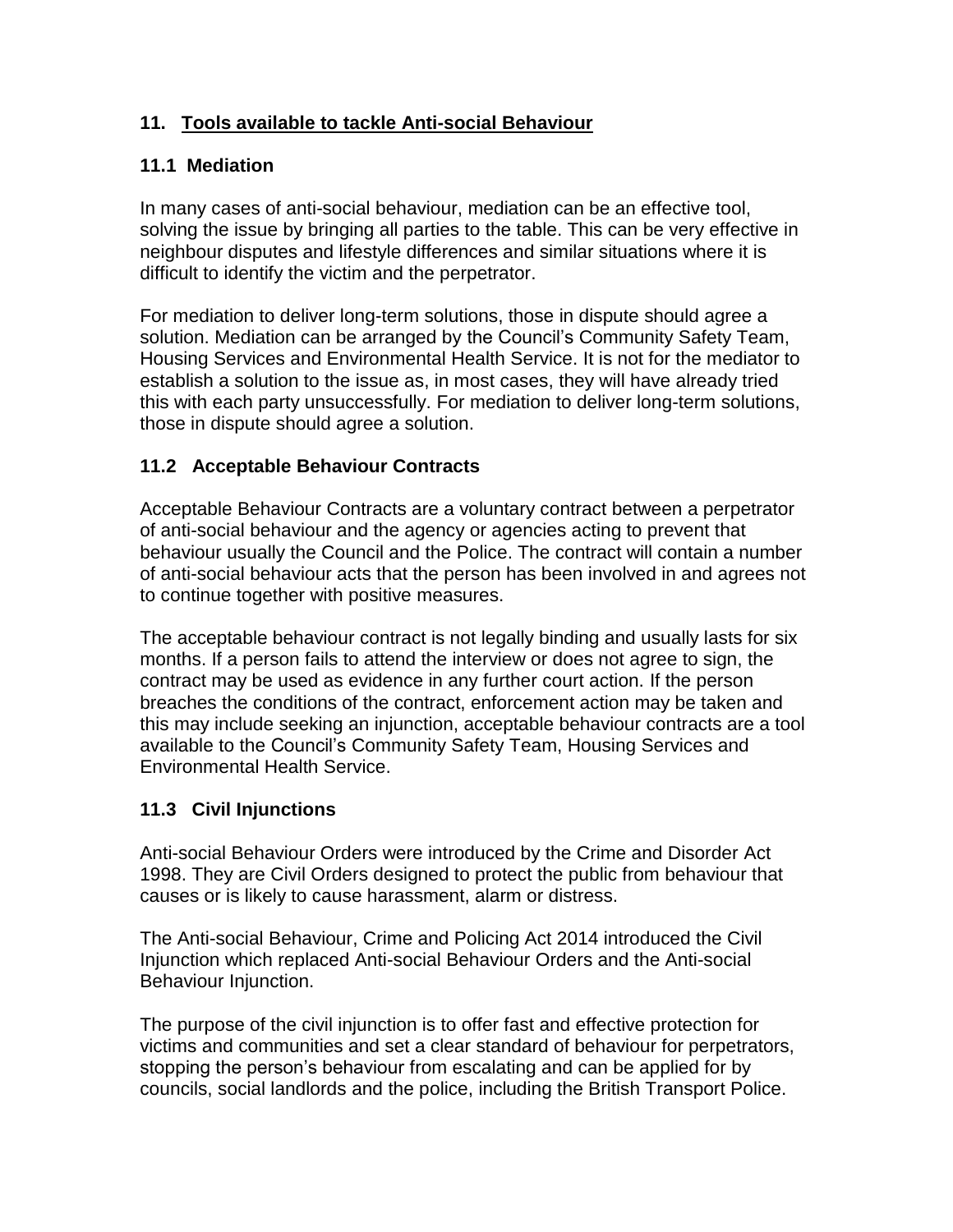## 11. Tools available to tackle Anti-social Behaviour

### 11.1 Mediation

In many cases of anti-social behaviour, mediation can be an effective tool, solving the issue by bringing all parties to the table. This can be very effective in neighbour disputes and lifestyle differences and similar situations where it is difficult to identify the victim and the perpetrator.

For mediation to deliver long-term solutions, those in dispute should agree a solution. Mediation can be arranged by the Council's Community Safety Team, Housing Services and Environmental Health Service. It is not for the mediator to establish a solution to the issue as, in most cases, they will have already tried this with each party unsuccessfully. For mediation to deliver long-term solutions, those in dispute should agree a solution.

### 11.2 Acceptable Behaviour Contracts

Acceptable Behaviour Contracts are a voluntary contract between a perpetrator of anti-social behaviour and the agency or agencies acting to prevent that behaviour usually the Council and the Police. The contract will contain a number of anti-social behaviour acts that the person has been involved in and agrees not to continue together with positive measures.

The acceptable behaviour contract is not legally binding and usually lasts for six months. If a person fails to attend the interview or does not agree to sign, the contract may be used as evidence in any further court action. If the person breaches the conditions of the contract, enforcement action may be taken and this may include seeking an injunction, acceptable behaviour contracts are a tool available to the Council's Community Safety Team, Housing Services and Environmental Health Service.

### 11.3 Civil Injunctions

Anti-social Behaviour Orders were introduced by the Crime and Disorder Act 1998. They are Civil Orders designed to protect the public from behaviour that causes or is likely to cause harassment, alarm or distress.

The Anti-social Behaviour, Crime and Policing Act 2014 introduced the Civil Injunction which replaced Anti-social Behaviour Orders and the Anti-social Behaviour Injunction.

The purpose of the civil injunction is to offer fast and effective protection for victims and communities and set a clear standard of behaviour for perpetrators, stopping the person's behaviour from escalating and can be applied for by councils, social landlords and the police, including the British Transport Police.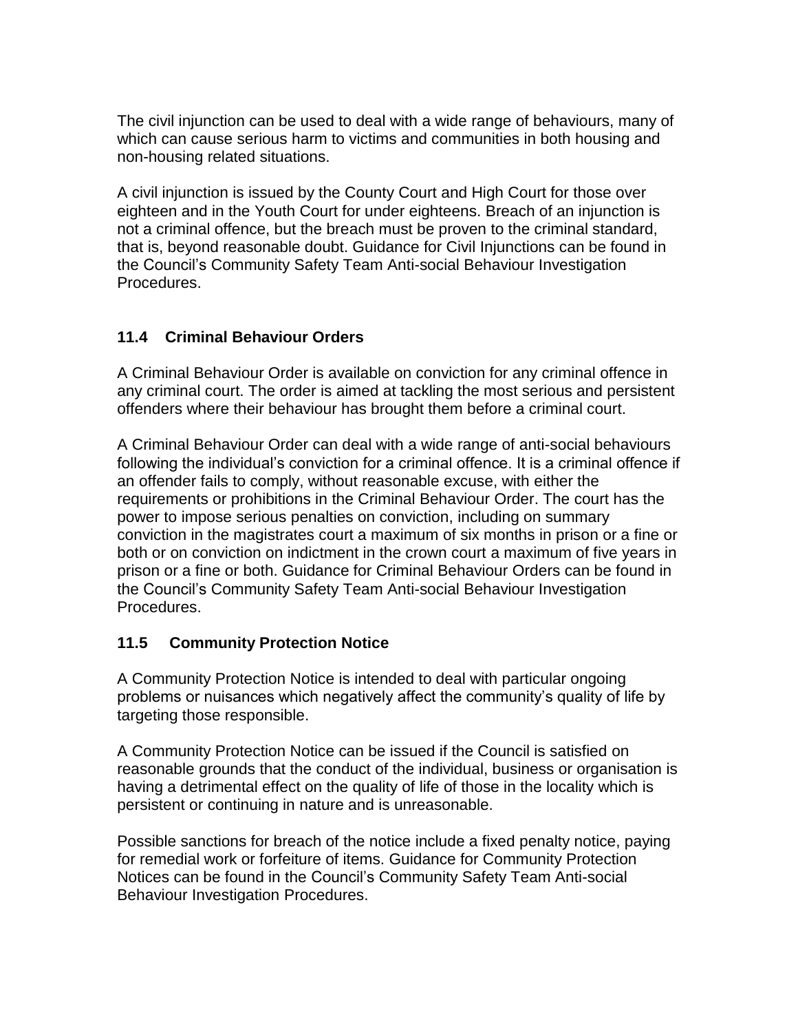The civil injunction can be used to deal with a wide range of behaviours, many of which can cause serious harm to victims and communities in both housing and non-housing related situations.

A civil injunction is issued by the County Court and High Court for those over eighteen and in the Youth Court for under eighteens. Breach of an injunction is not a criminal offence, but the breach must be proven to the criminal standard, that is, beyond reasonable doubt. Guidance for Civil Injunctions can be found in the Council's Community Safety Team Anti-social Behaviour Investigation Procedures.

### 11.4 Criminal Behaviour Orders

A Criminal Behaviour Order is available on conviction for any criminal offence in any criminal court. The order is aimed at tackling the most serious and persistent offenders where their behaviour has brought them before a criminal court.

A Criminal Behaviour Order can deal with a wide range of anti-social behaviours following the individual's conviction for a criminal offence. It is a criminal offence if an offender fails to comply, without reasonable excuse, with either the requirements or prohibitions in the Criminal Behaviour Order. The court has the power to impose serious penalties on conviction, including on summary conviction in the magistrates court a maximum of six months in prison or a fine or both or on conviction on indictment in the crown court a maximum of five years in prison or a fine or both. Guidance for Criminal Behaviour Orders can be found in the Council's Community Safety Team Anti-social Behaviour Investigation Procedures.

### 11.5 Community Protection Notice

A Community Protection Notice is intended to deal with particular ongoing problems or nuisances which negatively affect the community's quality of life by targeting those responsible.

A Community Protection Notice can be issued if the Council is satisfied on reasonable grounds that the conduct of the individual, business or organisation is having a detrimental effect on the quality of life of those in the locality which is persistent or continuing in nature and is unreasonable.

Possible sanctions for breach of the notice include a fixed penalty notice, paying for remedial work or forfeiture of items. Guidance for Community Protection Notices can be found in the Council's Community Safety Team Anti-social Behaviour Investigation Procedures.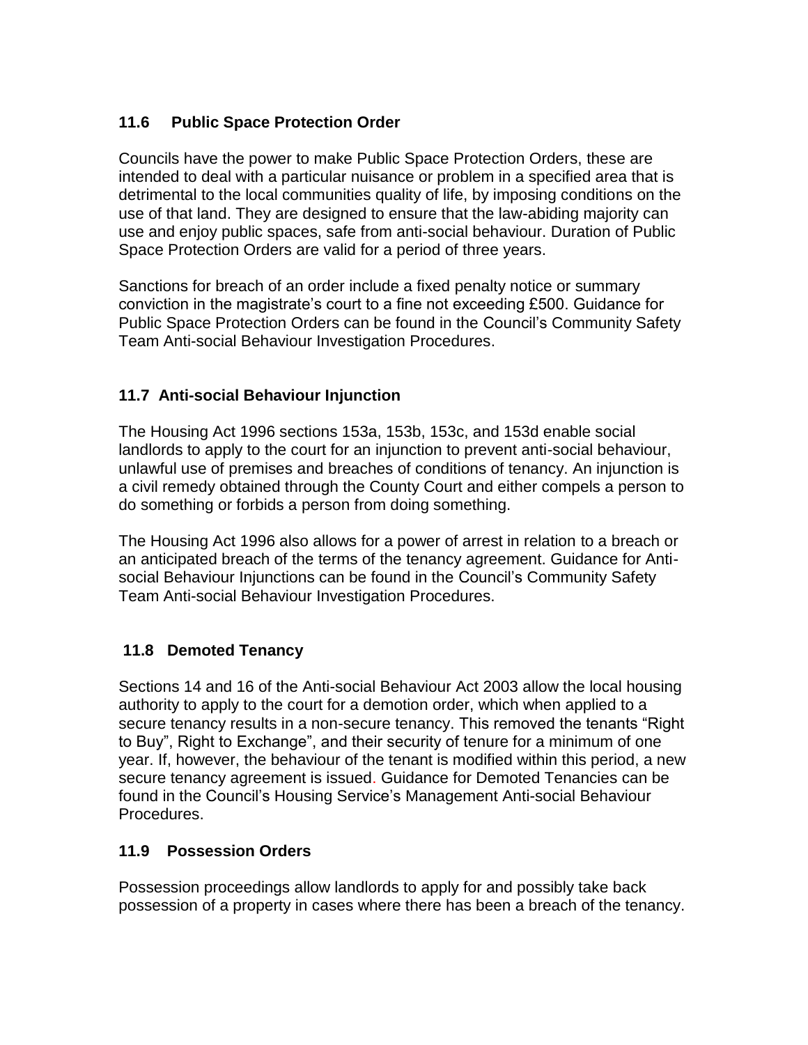### 11.6 Public Space Protection Order

Councils have the power to make Public Space Protection Orders, these are intended to deal with a particular nuisance or problem in a specified area that is detrimental to the local communities quality of life, by imposing conditions on the use of that land. They are designed to ensure that the law-abiding majority can use and enjoy public spaces, safe from anti-social behaviour. Duration of Public Space Protection Orders are valid for a period of three years.

Sanctions for breach of an order include a fixed penalty notice or summary conviction in the magistrate's court to a fine not exceeding £500. Guidance for Public Space Protection Orders can be found in the Council's Community Safety Team Anti-social Behaviour Investigation Procedures.

### 11.7 Anti-social Behaviour Injunction

The Housing Act 1996 sections 153a, 153b, 153c, and 153d enable social landlords to apply to the court for an injunction to prevent anti-social behaviour, unlawful use of premises and breaches of conditions of tenancy. An injunction is a civil remedy obtained through the County Court and either compels a person to do something or forbids a person from doing something.

The Housing Act 1996 also allows for a power of arrest in relation to a breach or an anticipated breach of the terms of the tenancy agreement. Guidance for Anti-social Behaviour Injunctions can be found in the Council's Community Safety Team Anti-social Behaviour Investigation Procedures.

### 11.8 Demoted Tenancy

Sections 14 and 16 of the Anti-social Behaviour Act 2003 allow the local housing authority to apply to the court for a demotion order, which when applied to a secure tenancy results in a non-secure tenancy. This removed the tenants "Right to Buy", Right to Exchange", and their security of tenure for a minimum of one year. If, however, the behaviour of the tenant is modified within this period, a new secure tenancy agreement is issued. Guidance for Demoted Tenancies can be found in the Council's Housing Service's Management Anti-social Behaviour Procedures.

### 11.9 Possession Orders

Possession proceedings allow landlords to apply for and possibly take back possession of a property in cases where there has been a breach of the tenancy.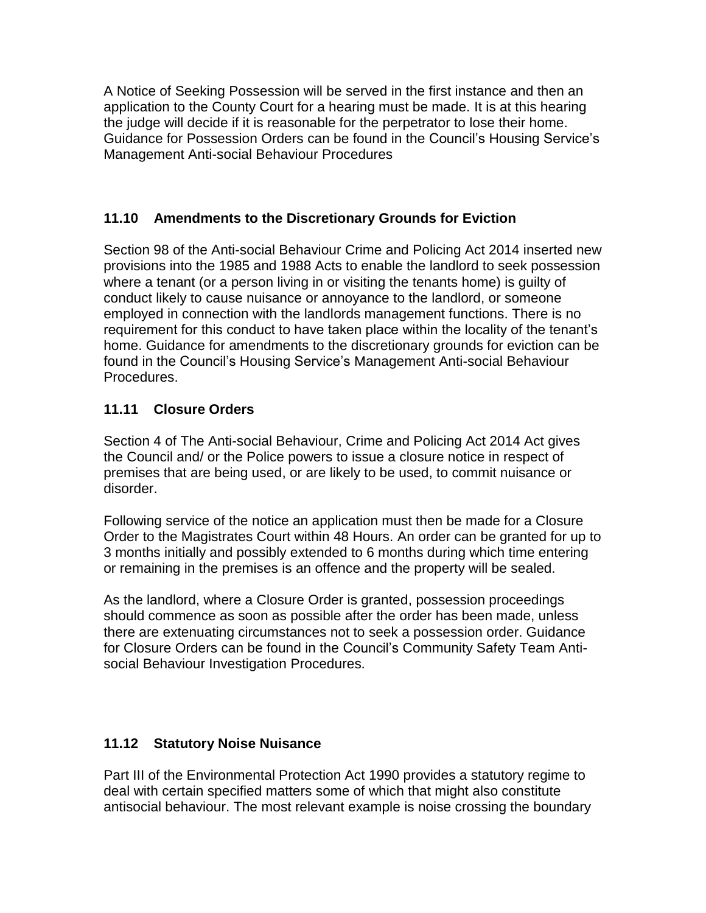A Notice of Seeking Possession will be served in the first instance and then an application to the County Court for a hearing must be made. It is at this hearing the judge will decide if it is reasonable for the perpetrator to lose their home. Guidance for Possession Orders can be found in the Council's Housing Service's Management Anti-social Behaviour Procedures

### 11.10 Amendments to the Discretionary Grounds for Eviction

Section 98 of the Anti-social Behaviour Crime and Policing Act 2014 inserted new provisions into the 1985 and 1988 Acts to enable the landlord to seek possession where a tenant (or a person living in or visiting the tenants home) is guilty of conduct likely to cause nuisance or annoyance to the landlord, or someone employed in connection with the landlords management functions. There is no requirement for this conduct to have taken place within the locality of the tenant's home. Guidance for amendments to the discretionary grounds for eviction can be found in the Council's Housing Service's Management Anti-social Behaviour Procedures.

### 11.11 Closure Orders

Section 4 of The Anti-social Behaviour, Crime and Policing Act 2014 Act gives the Council and/ or the Police powers to issue a closure notice in respect of premises that are being used, or are likely to be used, to commit nuisance or disorder.

Following service of the notice an application must then be made for a Closure Order to the Magistrates Court within 48 Hours. An order can be granted for up to 3 months initially and possibly extended to 6 months during which time entering or remaining in the premises is an offence and the property will be sealed.

As the landlord, where a Closure Order is granted, possession proceedings should commence as soon as possible after the order has been made, unless there are extenuating circumstances not to seek a possession order. Guidance for Closure Orders can be found in the Council's Community Safety Team Anti-social Behaviour Investigation Procedures.

### 11.12 Statutory Noise Nuisance

Part III of the Environmental Protection Act 1990 provides a statutory regime to deal with certain specified matters some of which that might also constitute antisocial behaviour. The most relevant example is noise crossing the boundary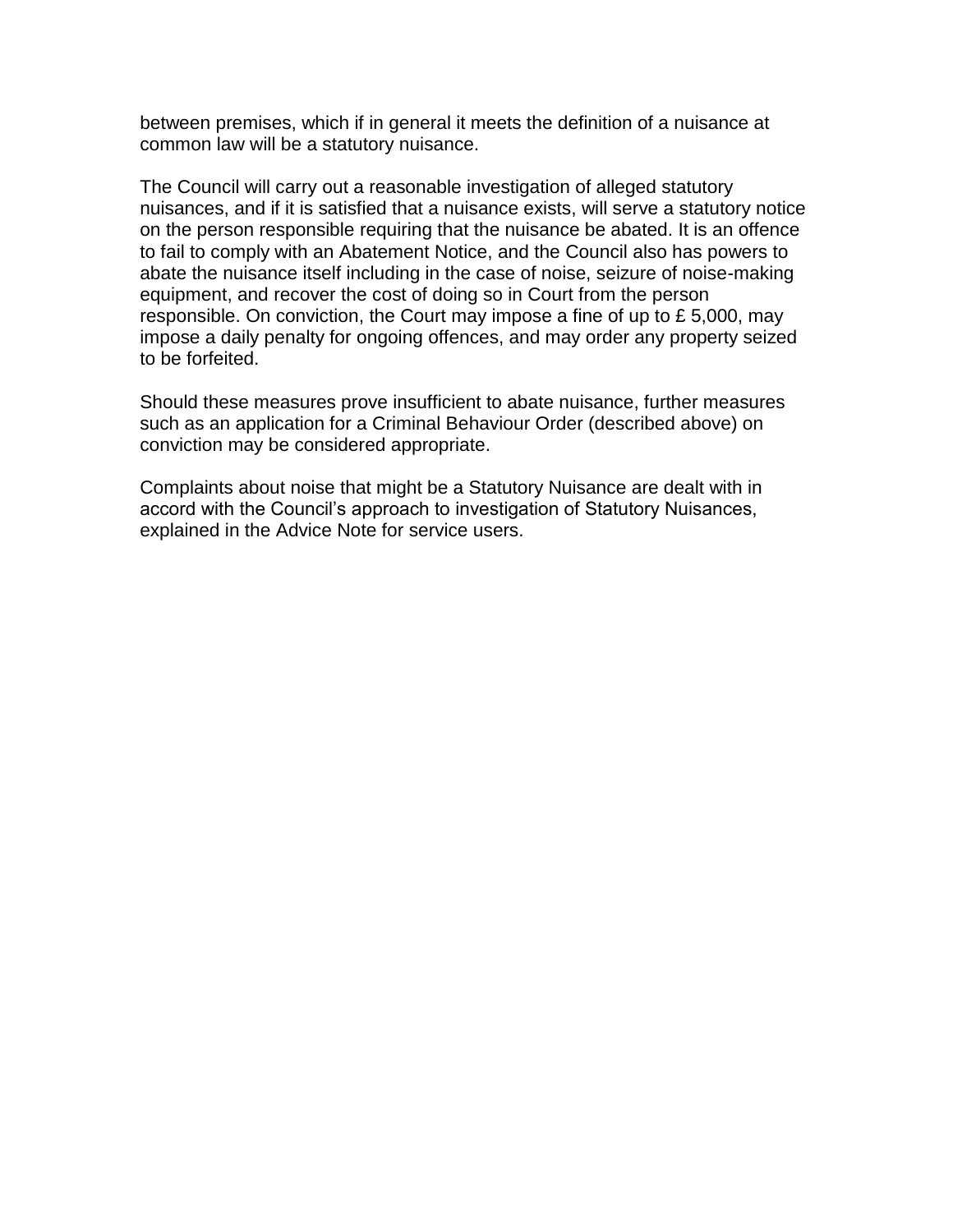between premises, which if in general it meets the definition of a nuisance at common law will be a statutory nuisance.

The Council will carry out a reasonable investigation of alleged statutory nuisances, and if it is satisfied that a nuisance exists, will serve a statutory notice on the person responsible requiring that the nuisance be abated. It is an offence to fail to comply with an Abatement Notice, and the Council also has powers to abate the nuisance itself including in the case of noise, seizure of noise-making equipment, and recover the cost of doing so in Court from the person responsible. On conviction, the Court may impose a fine of up to £ 5,000, may impose a daily penalty for ongoing offences, and may order any property seized to be forfeited.

Should these measures prove insufficient to abate nuisance, further measures such as an application for a Criminal Behaviour Order (described above) on conviction may be considered appropriate.

Complaints about noise that might be a Statutory Nuisance are dealt with in accord with the Council's approach to investigation of Statutory Nuisances, explained in the Advice Note for service users.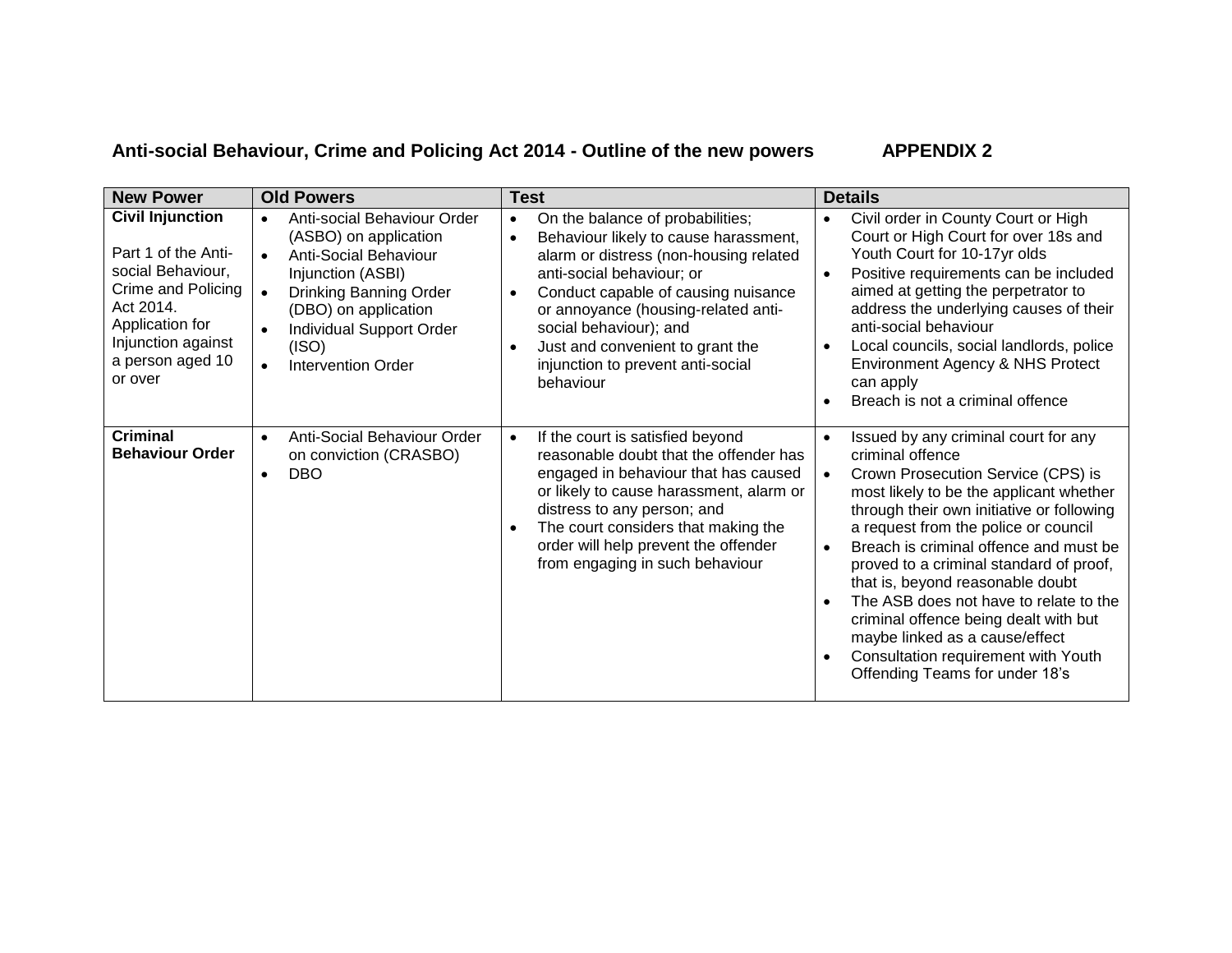**Anti-social Behaviour, Crime and Policing Act 2014 - Outline of the new powers** **APPENDIX 2**

| New Power | Old Powers | Test | Details |
|---|---|---|---|
| **Civil Injunction**<br><br>Part 1 of the Anti-social Behaviour, Crime and Policing Act 2014. Application for Injunction against a person aged 10 or over | • Anti-social Behaviour Order (ASBO) on application<br>• Anti-Social Behaviour Injunction (ASBI)<br>• Drinking Banning Order (DBO) on application<br>• Individual Support Order (ISO)<br>• Intervention Order | • On the balance of probabilities;<br>• Behaviour likely to cause harassment, alarm or distress (non-housing related anti-social behaviour; or<br>• Conduct capable of causing nuisance or annoyance (housing-related anti-social behaviour); and<br>• Just and convenient to grant the injunction to prevent anti-social behaviour | • Civil order in County Court or High Court or High Court for over 18s and Youth Court for 10-17yr olds<br>• Positive requirements can be included aimed at getting the perpetrator to address the underlying causes of their anti-social behaviour<br>• Local councils, social landlords, police Environment Agency & NHS Protect can apply<br>• Breach is not a criminal offence |
| **Criminal Behaviour Order** | • Anti-Social Behaviour Order on conviction (CRASBO)<br>• DBO | • If the court is satisfied beyond reasonable doubt that the offender has engaged in behaviour that has caused or likely to cause harassment, alarm or distress to any person; and<br>• The court considers that making the order will help prevent the offender from engaging in such behaviour | • Issued by any criminal court for any criminal offence<br>• Crown Prosecution Service (CPS) is most likely to be the applicant whether through their own initiative or following a request from the police or council<br>• Breach is criminal offence and must be proved to a criminal standard of proof, that is, beyond reasonable doubt<br>• The ASB does not have to relate to the criminal offence being dealt with but maybe linked as a cause/effect<br>• Consultation requirement with Youth Offending Teams for under 18's |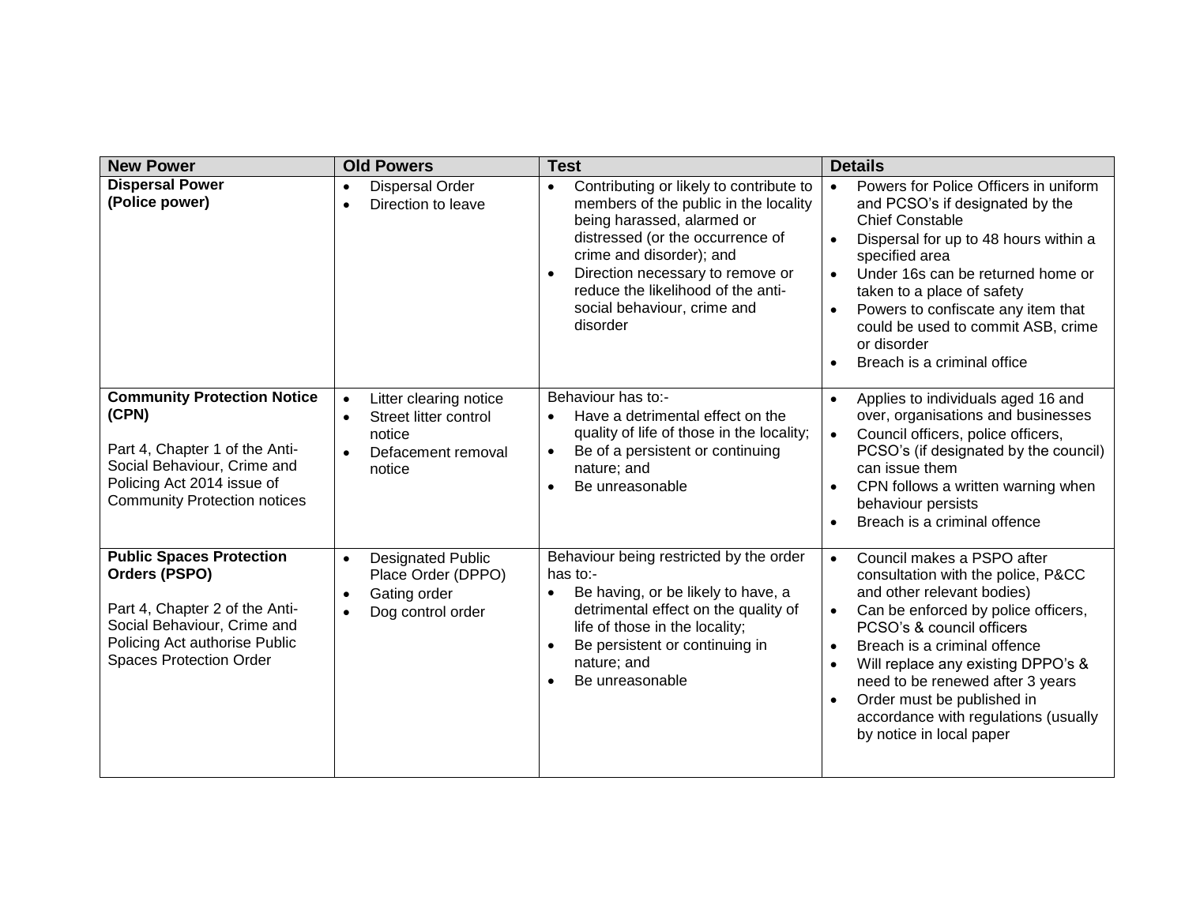| New Power | Old Powers | Test | Details |
|---|---|---|---|
| **Dispersal Power**<br>**(Police power)** | • Dispersal Order<br>• Direction to leave | • Contributing or likely to contribute to members of the public in the locality being harassed, alarmed or distressed (or the occurrence of crime and disorder); and<br>• Direction necessary to remove or reduce the likelihood of the anti-social behaviour, crime and disorder | • Powers for Police Officers in uniform and PCSO's if designated by the Chief Constable<br>• Dispersal for up to 48 hours within a specified area<br>• Under 16s can be returned home or taken to a place of safety<br>• Powers to confiscate any item that could be used to commit ASB, crime or disorder<br>• Breach is a criminal office |
| **Community Protection Notice (CPN)**<br><br>Part 4, Chapter 1 of the Anti-Social Behaviour, Crime and Policing Act 2014 issue of Community Protection notices | • Litter clearing notice<br>• Street litter control notice<br>• Defacement removal notice | Behaviour has to:-<br>• Have a detrimental effect on the quality of life of those in the locality;<br>• Be of a persistent or continuing nature; and<br>• Be unreasonable | • Applies to individuals aged 16 and over, organisations and businesses<br>• Council officers, police officers, PCSO's (if designated by the council) can issue them<br>• CPN follows a written warning when behaviour persists<br>• Breach is a criminal offence |
| **Public Spaces Protection Orders (PSPO)**<br><br>Part 4, Chapter 2 of the Anti-Social Behaviour, Crime and Policing Act authorise Public Spaces Protection Order | • Designated Public Place Order (DPPO)<br>• Gating order<br>• Dog control order | Behaviour being restricted by the order has to:-<br>• Be having, or be likely to have, a detrimental effect on the quality of life of those in the locality;<br>• Be persistent or continuing in nature; and<br>• Be unreasonable | • Council makes a PSPO after consultation with the police, P&CC and other relevant bodies)<br>• Can be enforced by police officers, PCSO's & council officers<br>• Breach is a criminal offence<br>• Will replace any existing DPPO's & need to be renewed after 3 years<br>• Order must be published in accordance with regulations (usually by notice in local paper |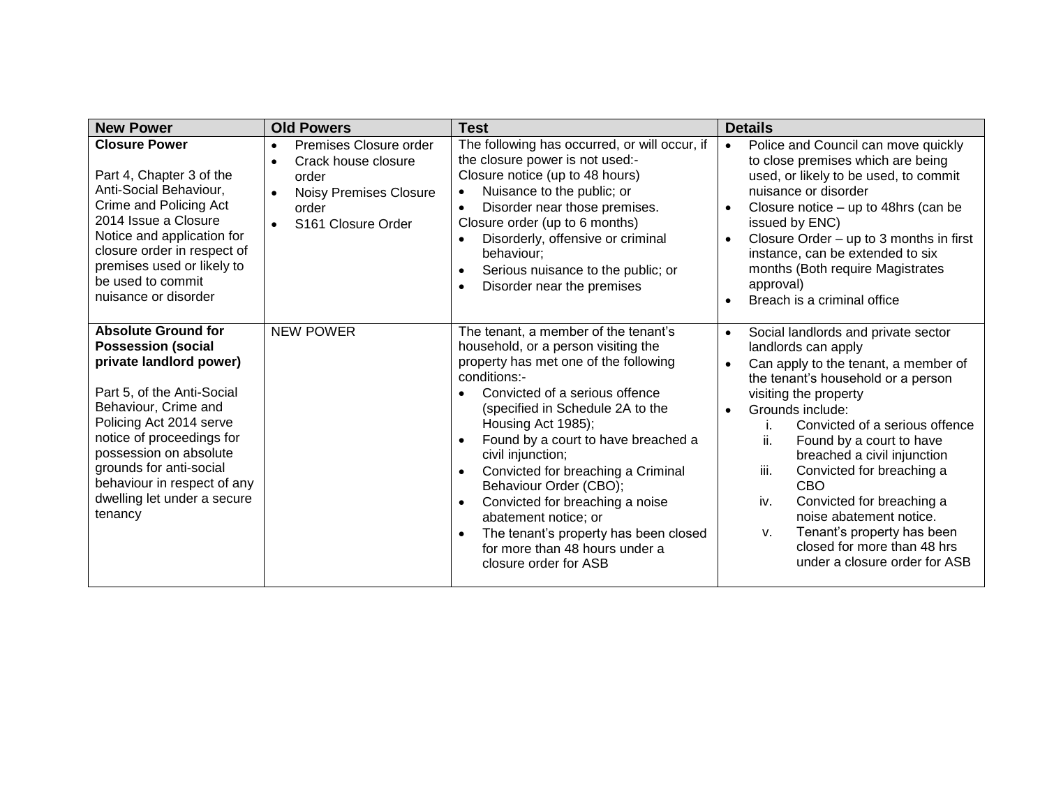| New Power | Old Powers | Test | Details |
|---|---|---|---|
| **Closure Power**<br><br>Part 4, Chapter 3 of the Anti-Social Behaviour, Crime and Policing Act 2014 Issue a Closure Notice and application for closure order in respect of premises used or likely to be used to commit nuisance or disorder | • Premises Closure order<br>• Crack house closure order<br>• Noisy Premises Closure order<br>• S161 Closure Order | The following has occurred, or will occur, if the closure power is not used:-<br>Closure notice (up to 48 hours)<br>• Nuisance to the public; or<br>• Disorder near those premises.<br>Closure order (up to 6 months)<br>• Disorderly, offensive or criminal behaviour;<br>• Serious nuisance to the public; or<br>• Disorder near the premises | • Police and Council can move quickly to close premises which are being used, or likely to be used, to commit nuisance or disorder<br>• Closure notice – up to 48hrs (can be issued by ENC)<br>• Closure Order – up to 3 months in first instance, can be extended to six months (Both require Magistrates approval)<br>• Breach is a criminal office |
| **Absolute Ground for Possession (social private landlord power)**<br><br>Part 5, of the Anti-Social Behaviour, Crime and Policing Act 2014 serve notice of proceedings for possession on absolute grounds for anti-social behaviour in respect of any dwelling let under a secure tenancy | NEW POWER | The tenant, a member of the tenant's household, or a person visiting the property has met one of the following conditions:-<br>• Convicted of a serious offence (specified in Schedule 2A to the Housing Act 1985);<br>• Found by a court to have breached a civil injunction;<br>• Convicted for breaching a Criminal Behaviour Order (CBO);<br>• Convicted for breaching a noise abatement notice; or<br>• The tenant's property has been closed for more than 48 hours under a closure order for ASB | • Social landlords and private sector landlords can apply<br>• Can apply to the tenant, a member of the tenant's household or a person visiting the property<br>• Grounds include:<br>i. Convicted of a serious offence<br>ii. Found by a court to have breached a civil injunction<br>iii. Convicted for breaching a CBO<br>iv. Convicted for breaching a noise abatement notice.<br>v. Tenant's property has been closed for more than 48 hrs under a closure order for ASB |